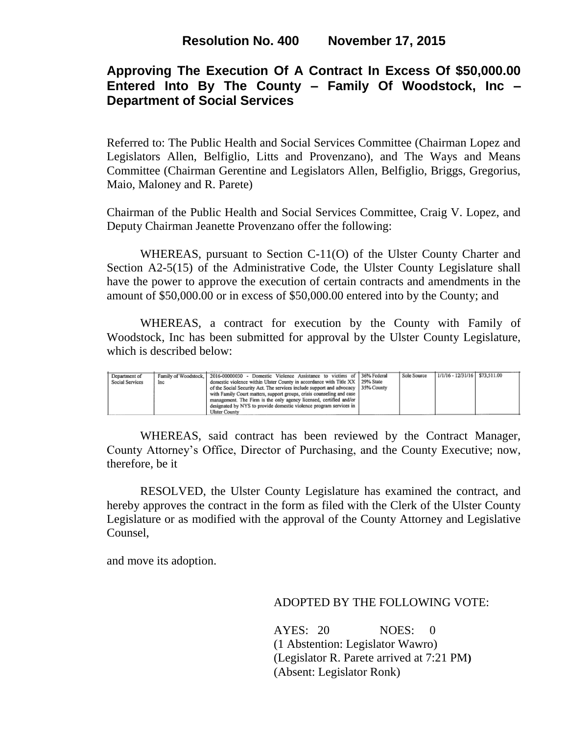# Resolution No. 400 November 17, 2015

## Approving The Execution Of A Contract In Excess Of $50,000.00 Entered Into By The County – Family Of Woodstock, Inc – Department of Social Services

Referred to: The Public Health and Social Services Committee (Chairman Lopez and Legislators Allen, Belfiglio, Litts and Provenzano), and The Ways and Means Committee (Chairman Gerentine and Legislators Allen, Belfiglio, Briggs, Gregorius, Maio, Maloney and R. Parete)

Chairman of the Public Health and Social Services Committee, Craig V. Lopez, and Deputy Chairman Jeanette Provenzano offer the following:

WHEREAS, pursuant to Section C-11(O) of the Ulster County Charter and Section A2-5(15) of the Administrative Code, the Ulster County Legislature shall have the power to approve the execution of certain contracts and amendments in the amount of $50,000.00 or in excess of $50,000.00 entered into by the County; and

WHEREAS, a contract for execution by the County with Family of Woodstock, Inc has been submitted for approval by the Ulster County Legislature, which is described below:

| | | | | | | |
|---|---|---|---|---|---|---|
| Department of Social Services | Family of Woodstock, Inc | 2016-00000030 - Domestic Violence Assistance to victims of domestic violence within Ulster County in accordance with Title XX of the Social Security Act. The services include support and advocacy with Family Court matters, support groups, crisis counseling and case management. The Firm is the only agency licensed, certified and/or designated by NYS to provide domestic violence program services in Ulster County | 36% Federal 29% State 35% County | Sole Source | 1/1/16 - 12/31/16 | $73,511.00 |

WHEREAS, said contract has been reviewed by the Contract Manager, County Attorney's Office, Director of Purchasing, and the County Executive; now, therefore, be it

RESOLVED, the Ulster County Legislature has examined the contract, and hereby approves the contract in the form as filed with the Clerk of the Ulster County Legislature or as modified with the approval of the County Attorney and Legislative Counsel,

and move its adoption.

ADOPTED BY THE FOLLOWING VOTE:

AYES: 20 NOES: 0
(1 Abstention: Legislator Wawro)
(Legislator R. Parete arrived at 7:21 PM)
(Absent: Legislator Ronk)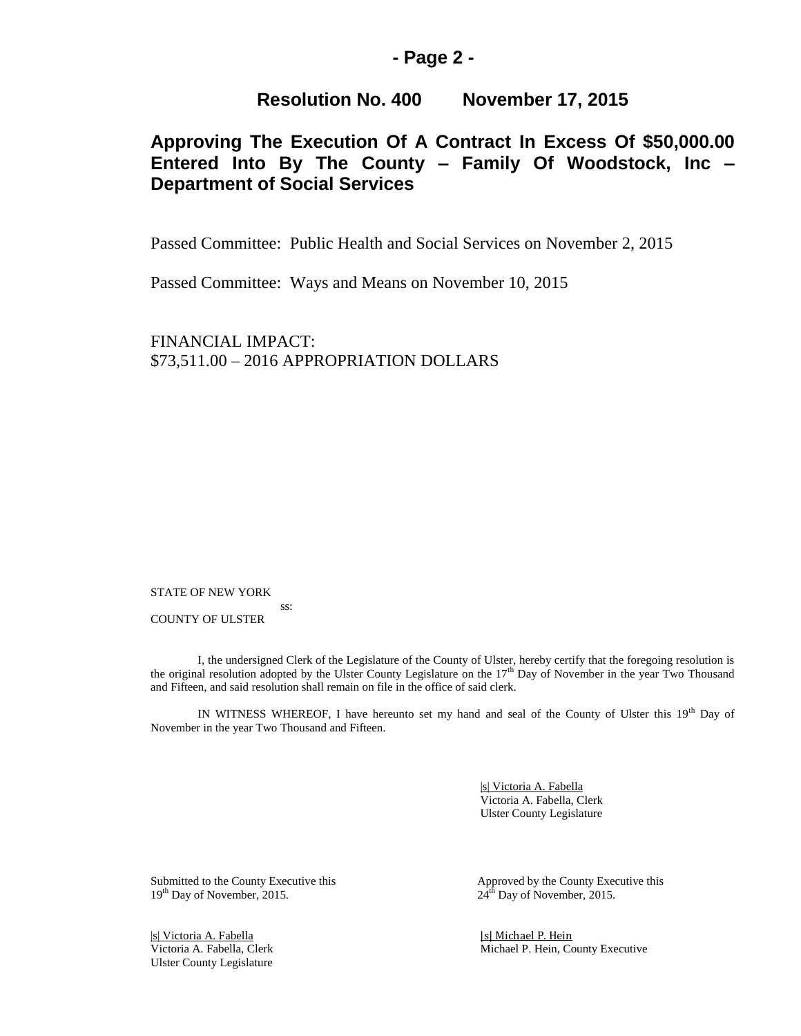## Resolution No. 400 November 17, 2015

## Approving The Execution Of A Contract In Excess Of $50,000.00 Entered Into By The County – Family Of Woodstock, Inc – Department of Social Services

Passed Committee: Public Health and Social Services on November 2, 2015

Passed Committee: Ways and Means on November 10, 2015

FINANCIAL IMPACT:
$73,511.00 – 2016 APPROPRIATION DOLLARS

STATE OF NEW YORK
ss:
COUNTY OF ULSTER

I, the undersigned Clerk of the Legislature of the County of Ulster, hereby certify that the foregoing resolution is the original resolution adopted by the Ulster County Legislature on the 17th Day of November in the year Two Thousand and Fifteen, and said resolution shall remain on file in the office of said clerk.

IN WITNESS WHEREOF, I have hereunto set my hand and seal of the County of Ulster this 19th Day of November in the year Two Thousand and Fifteen.

|s| Victoria A. Fabella
Victoria A. Fabella, Clerk
Ulster County Legislature

Submitted to the County Executive this 19th Day of November, 2015.

|s| Victoria A. Fabella
Victoria A. Fabella, Clerk
Ulster County Legislature

Approved by the County Executive this 24th Day of November, 2015.

|s| Michael P. Hein
Michael P. Hein, County Executive